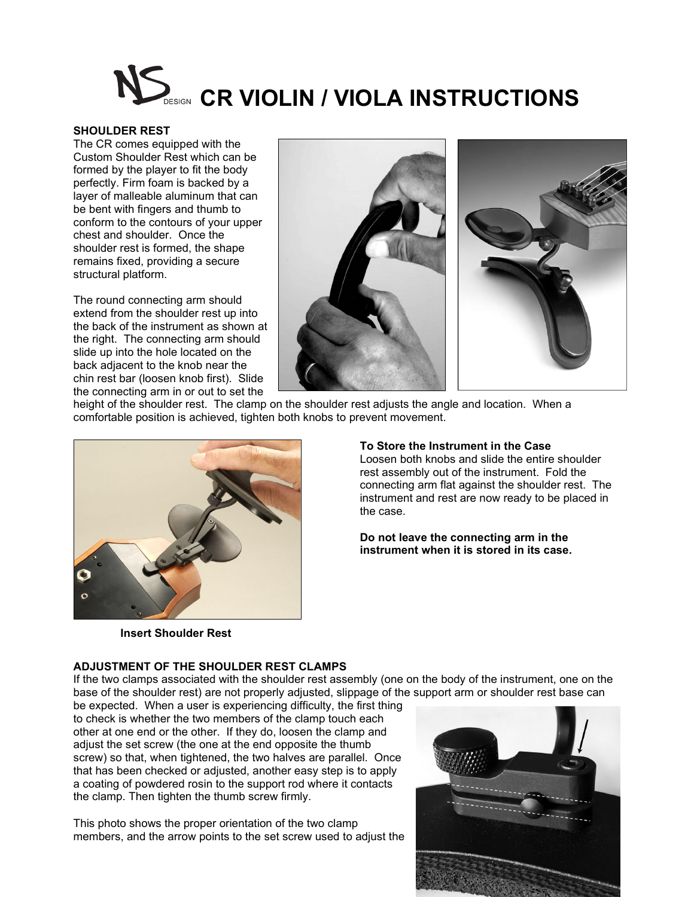# CR VIOLIN / VIOLA INSTRUCTIONS

**SHOULDER REST**

The CR comes equipped with the Custom Shoulder Rest which can be formed by the player to fit the body perfectly. Firm foam is backed by a layer of malleable aluminum that can be bent with fingers and thumb to conform to the contours of your upper chest and shoulder. Once the shoulder rest is formed, the shape remains fixed, providing a secure structural platform.

The round connecting arm should extend from the shoulder rest up into the back of the instrument as shown at the right. The connecting arm should slide up into the hole located on the back adjacent to the knob near the chin rest bar (loosen knob first). Slide the connecting arm in or out to set the height of the shoulder rest. The clamp on the shoulder rest adjusts the angle and location. When a comfortable position is achieved, tighten both knobs to prevent movement.

**Insert Shoulder Rest**

**To Store the Instrument in the Case**

Loosen both knobs and slide the entire shoulder rest assembly out of the instrument. Fold the connecting arm flat against the shoulder rest. The instrument and rest are now ready to be placed in the case.

**Do not leave the connecting arm in the instrument when it is stored in its case.**

**ADJUSTMENT OF THE SHOULDER REST CLAMPS**

If the two clamps associated with the shoulder rest assembly (one on the body of the instrument, one on the base of the shoulder rest) are not properly adjusted, slippage of the support arm or shoulder rest base can be expected. When a user is experiencing difficulty, the first thing to check is whether the two members of the clamp touch each other at one end or the other. If they do, loosen the clamp and adjust the set screw (the one at the end opposite the thumb screw) so that, when tightened, the two halves are parallel. Once that has been checked or adjusted, another easy step is to apply a coating of powdered rosin to the support rod where it contacts the clamp. Then tighten the thumb screw firmly.

This photo shows the proper orientation of the two clamp members, and the arrow points to the set screw used to adjust the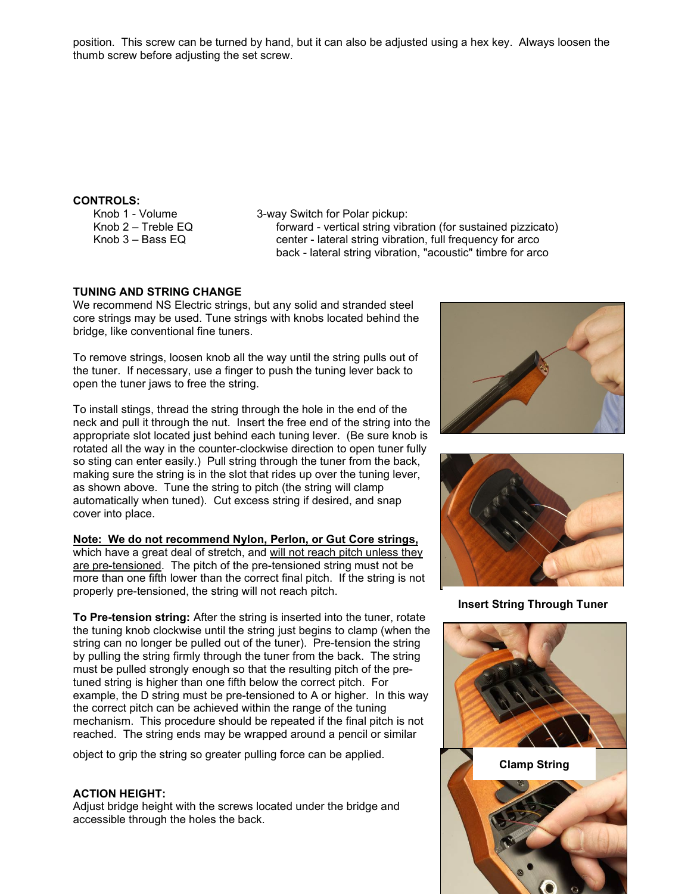position. This screw can be turned by hand, but it can also be adjusted using a hex key. Always loosen the thumb screw before adjusting the set screw.

**CONTROLS:**

Knob 1 - Volume
Knob 2 – Treble EQ
Knob 3 – Bass EQ

3-way Switch for Polar pickup:
- forward - vertical string vibration (for sustained pizzicato)
- center - lateral string vibration, full frequency for arco
- back - lateral string vibration, "acoustic" timbre for arco

**TUNING AND STRING CHANGE**

We recommend NS Electric strings, but any solid and stranded steel core strings may be used. Tune strings with knobs located behind the bridge, like conventional fine tuners.

To remove strings, loosen knob all the way until the string pulls out of the tuner. If necessary, use a finger to push the tuning lever back to open the tuner jaws to free the string.

To install stings, thread the string through the hole in the end of the neck and pull it through the nut. Insert the free end of the string into the appropriate slot located just behind each tuning lever. (Be sure knob is rotated all the way in the counter-clockwise direction to open tuner fully so sting can enter easily.) Pull string through the tuner from the back, making sure the string is in the slot that rides up over the tuning lever, as shown above. Tune the string to pitch (the string will clamp automatically when tuned). Cut excess string if desired, and snap cover into place.

**Insert String Through Tuner**

<u>**Note: We do not recommend Nylon, Perlon, or Gut Core strings,**</u> which have a great deal of stretch, and <u>will not reach pitch unless they are pre-tensioned</u>. The pitch of the pre-tensioned string must not be more than one fifth lower than the correct final pitch. If the string is not properly pre-tensioned, the string will not reach pitch.

**To Pre-tension string:** After the string is inserted into the tuner, rotate the tuning knob clockwise until the string just begins to clamp (when the string can no longer be pulled out of the tuner). Pre-tension the string by pulling the string firmly through the tuner from the back. The string must be pulled strongly enough so that the resulting pitch of the pre-tuned string is higher than one fifth below the correct pitch. For example, the D string must be pre-tensioned to A or higher. In this way the correct pitch can be achieved within the range of the tuning mechanism. This procedure should be repeated if the final pitch is not reached. The string ends may be wrapped around a pencil or similar object to grip the string so greater pulling force can be applied.

**Clamp String**

**ACTION HEIGHT:**

Adjust bridge height with the screws located under the bridge and accessible through the holes the back.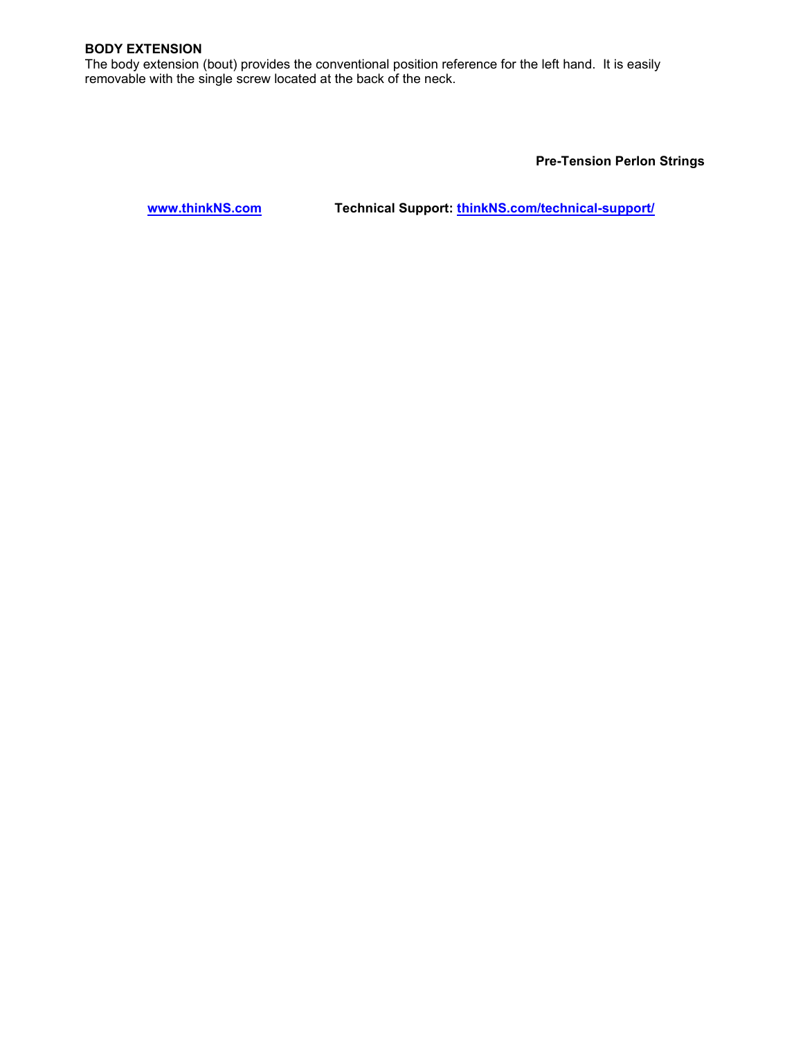**BODY EXTENSION**

The body extension (bout) provides the conventional position reference for the left hand. It is easily removable with the single screw located at the back of the neck.

**Pre-Tension Perlon Strings**

**[www.thinkNS.com](http://www.thinkNS.com)** **Technical Support: [thinkNS.com/technical-support/](http://thinkNS.com/technical-support/)**